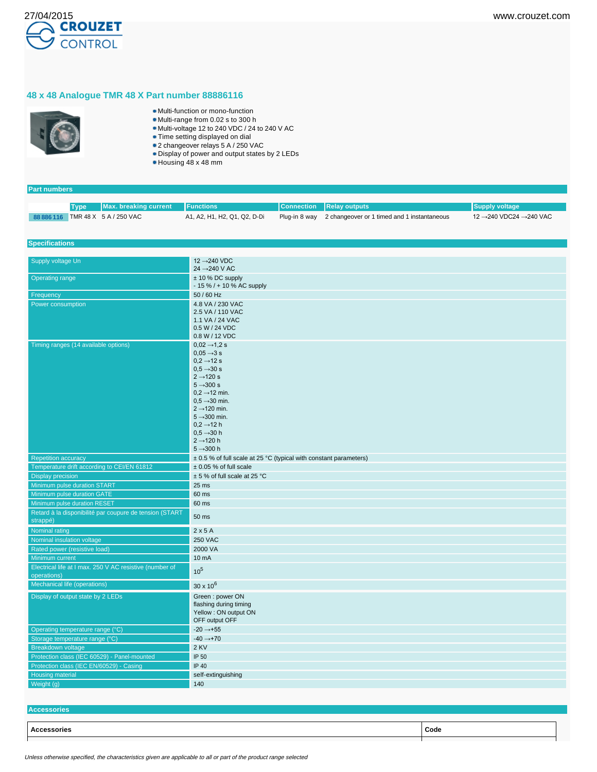27/04/2015

www.crouzet.com

CROUZET CONTROL

## 48 x 48 Analogue TMR 48 X Part number 88886116

- Multi-function or mono-function
- Multi-range from 0.02 s to 300 h
- Multi-voltage 12 to 240 VDC / 24 to 240 V AC
- Time setting displayed on dial
- 2 changeover relays 5 A / 250 VAC
- Display of power and output states by 2 LEDs
- Housing 48 x 48 mm

### Part numbers

| | Type | Max. breaking current | Functions | Connection | Relay outputs | Supply voltage |
|---|---|---|---|---|---|---|
| 88 886 116 | TMR 48 X | 5 A / 250 VAC | A1, A2, H1, H2, Q1, Q2, D-Di | Plug-in 8 way | 2 changeover or 1 timed and 1 instantaneous | 12 →240 VDC24 →240 VAC |

### Specifications

| | |
|---|---|
| Supply voltage Un | 12 →240 VDC<br>24 →240 V AC |
| Operating range | ± 10 % DC supply<br>- 15 % / + 10 % AC supply |
| Frequency | 50 / 60 Hz |
| Power consumption | 4.8 VA / 230 VAC<br>2.5 VA / 110 VAC<br>1.1 VA / 24 VAC<br>0.5 W / 24 VDC<br>0.8 W / 12 VDC |
| Timing ranges (14 available options) | 0,02 →1,2 s<br>0,05 →3 s<br>0,2 →12 s<br>0,5 →30 s<br>2 →120 s<br>5 →300 s<br>0,2 →12 min.<br>0,5 →30 min.<br>2 →120 min.<br>5 →300 min.<br>0,2 →12 h<br>0,5 →30 h<br>2 →120 h<br>5 →300 h |
| Repetition accuracy | ± 0.5 % of full scale at 25 °C (typical with constant parameters) |
| Temperature drift according to CEI/EN 61812 | ± 0.05 % of full scale |
| Display precision | ± 5 % of full scale at 25 °C |
| Minimum pulse duration START | 25 ms |
| Minimum pulse duration GATE | 60 ms |
| Minimum pulse duration RESET | 60 ms |
| Retard à la disponibilité par coupure de tension (START strappé) | 50 ms |
| Nominal rating | 2 x 5 A |
| Nominal insulation voltage | 250 VAC |
| Rated power (resistive load) | 2000 VA |
| Minimum current | 10 mA |
| Electrical life at I max. 250 V AC resistive (number of operations) | $10^5$ |
| Mechanical life (operations) | $30 \times 10^6$ |
| Display of output state by 2 LEDs | Green : power ON<br>flashing during timing<br>Yellow : ON output ON<br>OFF output OFF |
| Operating temperature range (°C) | -20 →+55 |
| Storage temperature range (°C) | -40 →+70 |
| Breakdown voltage | 2 KV |
| Protection class (IEC 60529) - Panel-mounted | IP 50 |
| Protection class (IEC EN/60529) - Casing | IP 40 |
| Housing material | self-extinguishing |
| Weight (g) | 140 |

### Accessories

| Accessories | Code |
|---|---|

*Unless otherwise specified, the characteristics given are applicable to all or part of the product range selected*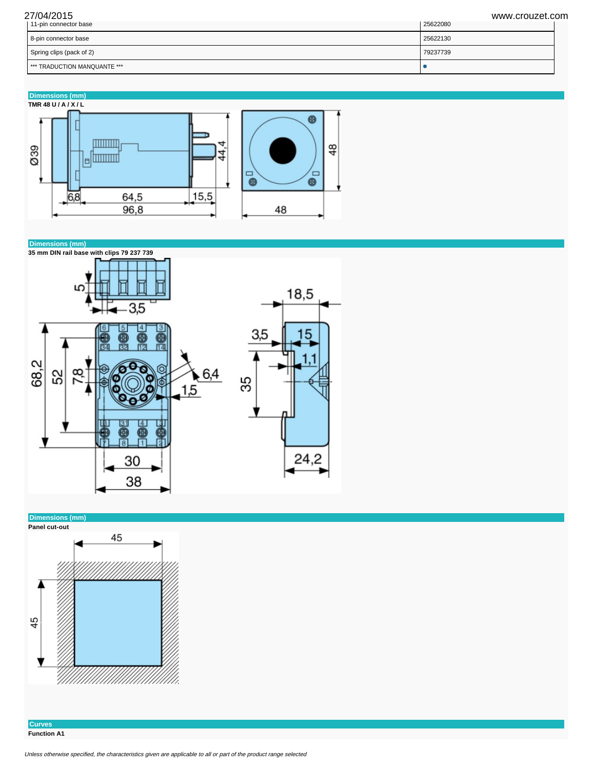| | |
|---|---|
| 11-pin connector base | 25622080 |
| 8-pin connector base | 25622130 |
| Spring clips (pack of 2) | 79237739 |
| *** TRADUCTION MANQUANTE *** | • |

## Dimensions (mm)

**TMR 48 U / A / X / L**

Ø39
6,8
64,5
15,5
96,8
44,4
48
48

## Dimensions (mm)

**35 mm DIN rail base with clips 79 237 739**

5
3,5
18,5
3,5
15
1,1
68,2
52
7,8
6,4
1,5
35
30
38
24,2

## Dimensions (mm)

**Panel cut-out**

45
45

## Curves

**Function A1**

*Unless otherwise specified, the characteristics given are applicable to all or part of the product range selected*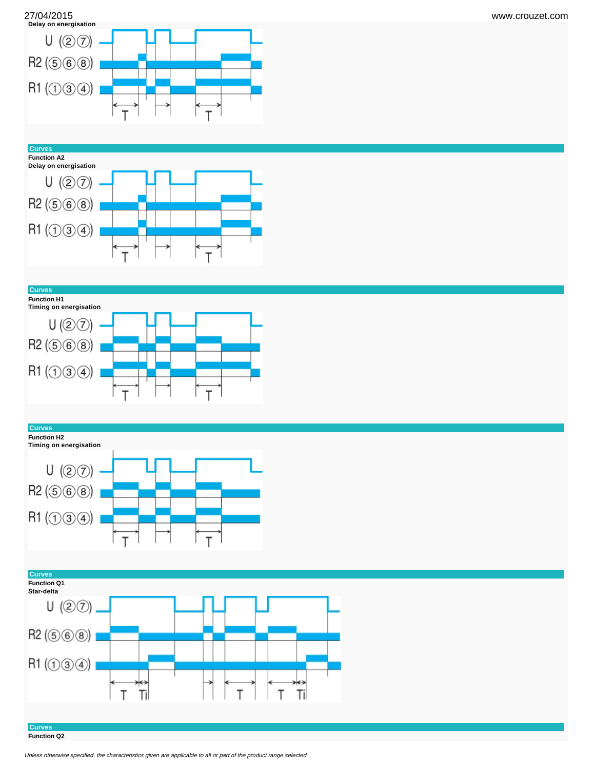Delay on energisation

U (2)(7)

R2 (5)(6)(8)

R1 (1)(3)(4)

T

T

## Curves

**Function A2**

**Delay on energisation**

U (2)(7)

R2 (5)(6)(8)

R1 (1)(3)(4)

T

T

## Curves

**Function H1**

**Timing on energisation**

U (2)(7)

R2 (5)(6)(8)

R1 (1)(3)(4)

T

T

## Curves

**Function H2**

**Timing on energisation**

U (2)(7)

R2 (5)(6)(8)

R1 (1)(3)(4)

T

T

## Curves

**Function Q1**

**Star-delta**

U (2)(7)

R2 (5)(6)(8)

R1 (1)(3)(4)

T Ti

T

T Ti

## Curves

**Function Q2**

*Unless otherwise specified, the characteristics given are applicable to all or part of the product range selected*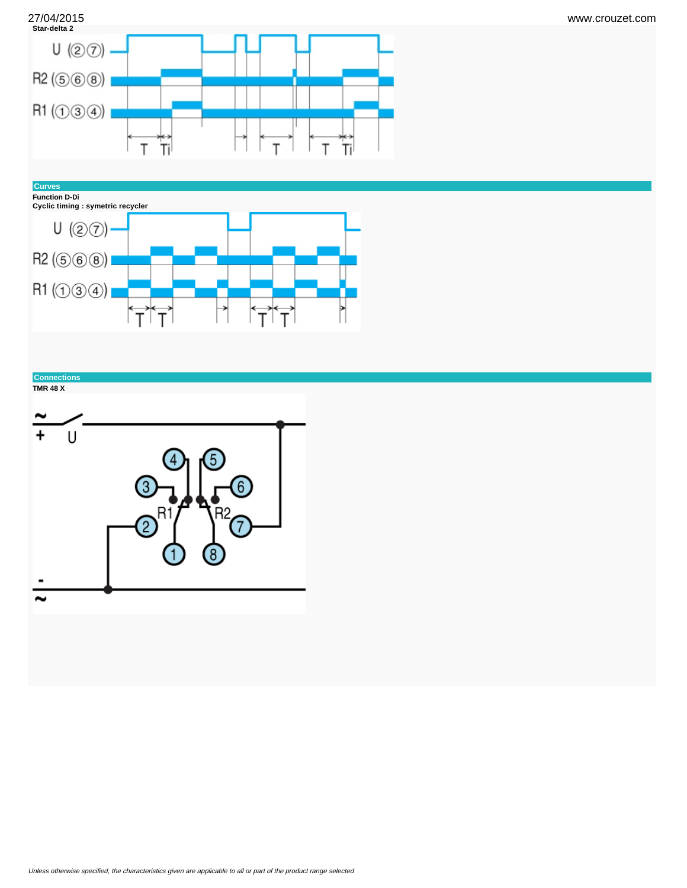**Star-delta 2**

U (2)(7)

R2 (5)(6)(8)

R1 (1)(3)(4)

T Ti T T Ti

## Curves

**Function D-Di**

**Cyclic timing : symetric recycler**

U (2)(7)

R2 (5)(6)(8)

R1 (1)(3)(4)

T T T T

## Connections

**TMR 48 X**

~ + U

4 5 3 6 R1 R2 2 7 1 8

- ~

*Unless otherwise specified, the characteristics given are applicable to all or part of the product range selected*